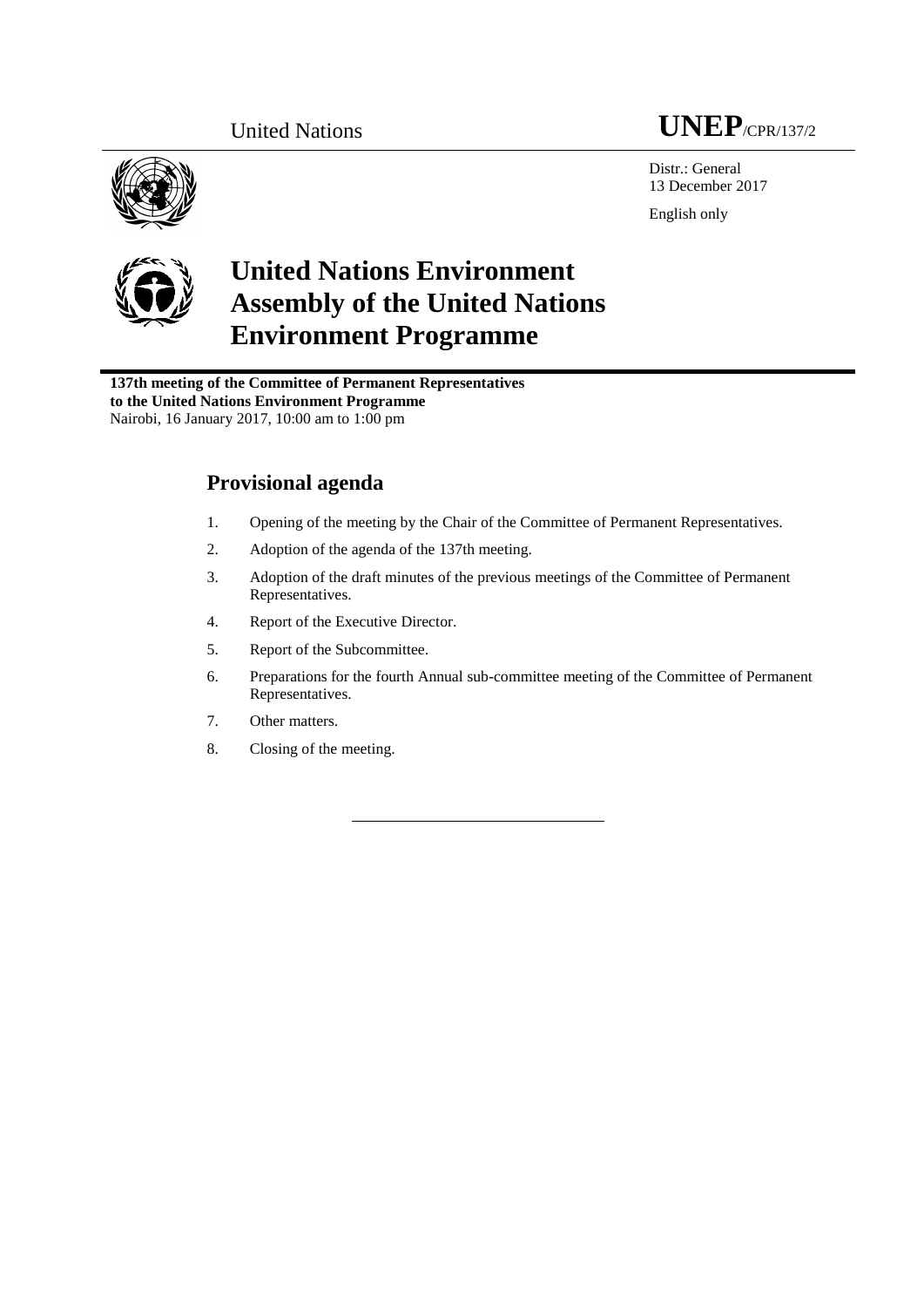United Nations **UNEP**/CPR/137/2

Distr.: General
13 December 2017

English only

# United Nations Environment Assembly of the United Nations Environment Programme

**137th meeting of the Committee of Permanent Representatives to the United Nations Environment Programme**
Nairobi, 16 January 2017, 10:00 am to 1:00 pm

## Provisional agenda

1. Opening of the meeting by the Chair of the Committee of Permanent Representatives.
2. Adoption of the agenda of the 137th meeting.
3. Adoption of the draft minutes of the previous meetings of the Committee of Permanent Representatives.
4. Report of the Executive Director.
5. Report of the Subcommittee.
6. Preparations for the fourth Annual sub-committee meeting of the Committee of Permanent Representatives.
7. Other matters.
8. Closing of the meeting.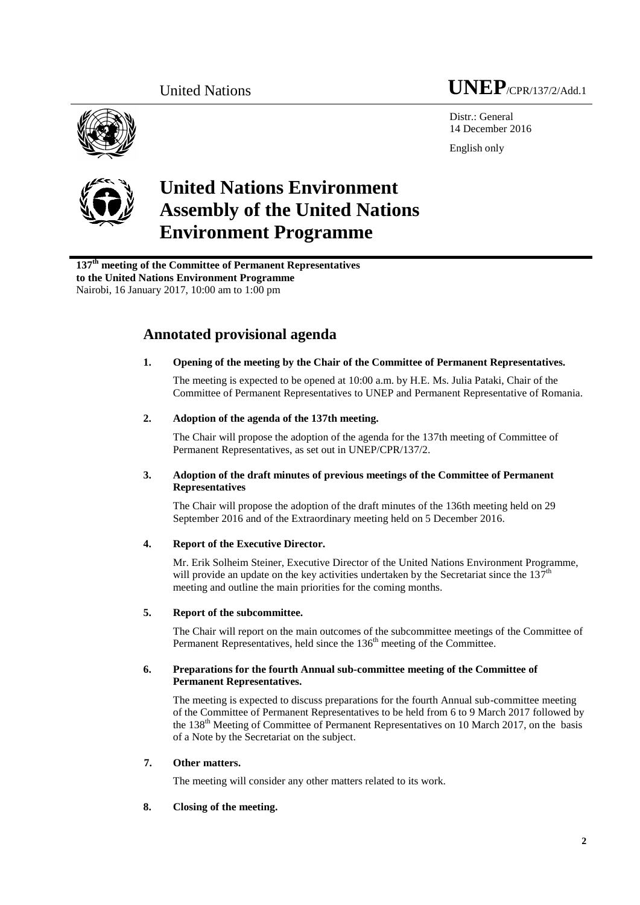United Nations **UNEP**/CPR/137/2/Add.1

Distr.: General
14 December 2016

English only

# United Nations Environment Assembly of the United Nations Environment Programme

**137th meeting of the Committee of Permanent Representatives to the United Nations Environment Programme**
Nairobi, 16 January 2017, 10:00 am to 1:00 pm

## Annotated provisional agenda

**1. Opening of the meeting by the Chair of the Committee of Permanent Representatives.**

The meeting is expected to be opened at 10:00 a.m. by H.E. Ms. Julia Pataki, Chair of the Committee of Permanent Representatives to UNEP and Permanent Representative of Romania.

**2. Adoption of the agenda of the 137th meeting.**

The Chair will propose the adoption of the agenda for the 137th meeting of Committee of Permanent Representatives, as set out in UNEP/CPR/137/2.

**3. Adoption of the draft minutes of previous meetings of the Committee of Permanent Representatives**

The Chair will propose the adoption of the draft minutes of the 136th meeting held on 29 September 2016 and of the Extraordinary meeting held on 5 December 2016.

**4. Report of the Executive Director.**

Mr. Erik Solheim Steiner, Executive Director of the United Nations Environment Programme, will provide an update on the key activities undertaken by the Secretariat since the 137th meeting and outline the main priorities for the coming months.

**5. Report of the subcommittee.**

The Chair will report on the main outcomes of the subcommittee meetings of the Committee of Permanent Representatives, held since the 136th meeting of the Committee.

**6. Preparations for the fourth Annual sub-committee meeting of the Committee of Permanent Representatives.**

The meeting is expected to discuss preparations for the fourth Annual sub-committee meeting of the Committee of Permanent Representatives to be held from 6 to 9 March 2017 followed by the 138th Meeting of Committee of Permanent Representatives on 10 March 2017, on the basis of a Note by the Secretariat on the subject.

**7. Other matters.**

The meeting will consider any other matters related to its work.

**8. Closing of the meeting.**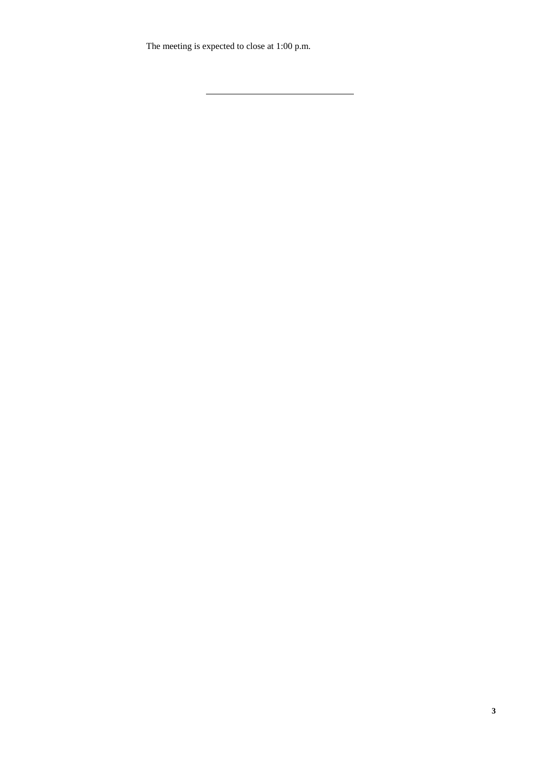The meeting is expected to close at 1:00 p.m.

---